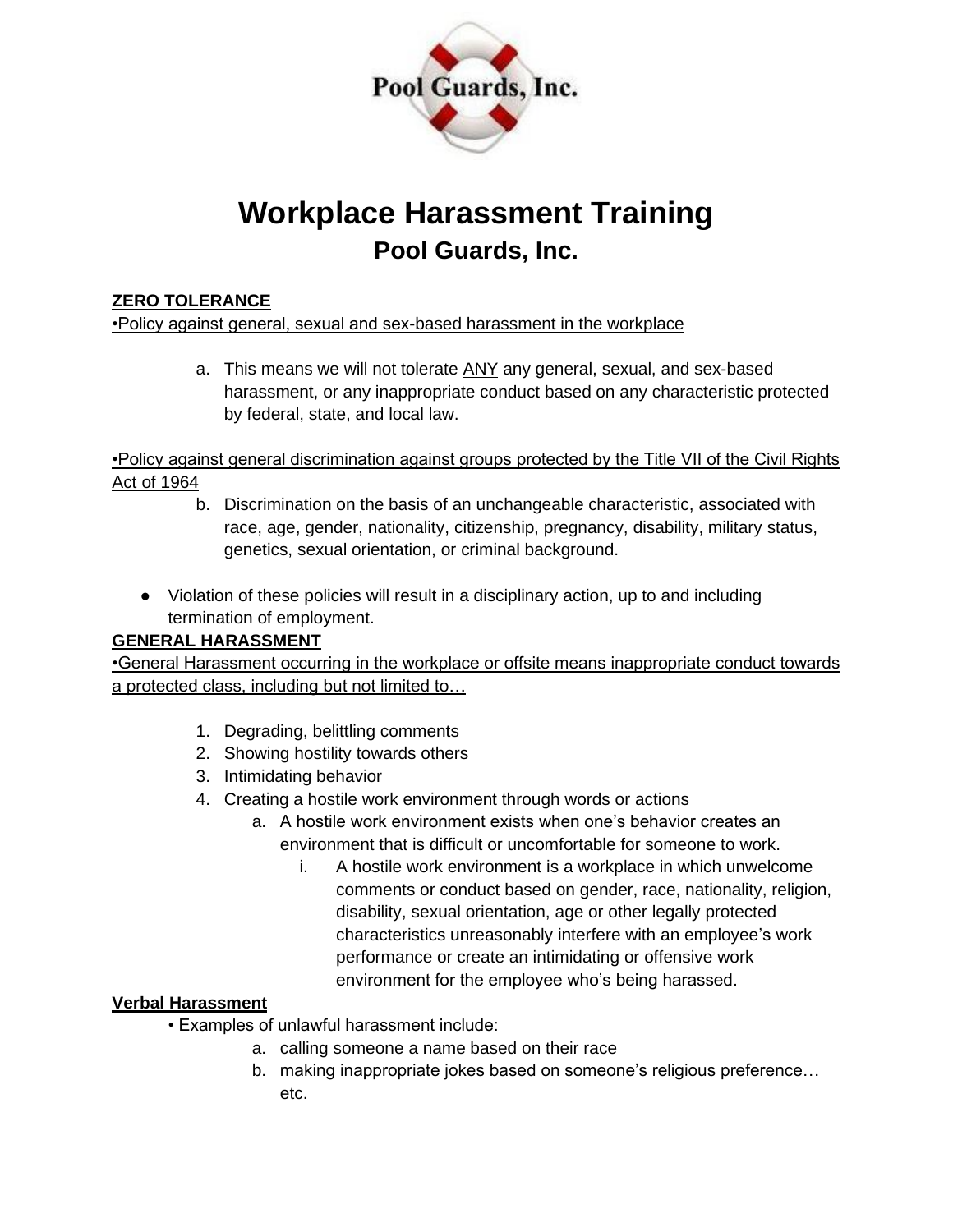# Workplace Harassment Training

## Pool Guards, Inc.

**ZERO TOLERANCE**

•Policy against general, sexual and sex-based harassment in the workplace

a. This means we will not tolerate ANY any general, sexual, and sex-based harassment, or any inappropriate conduct based on any characteristic protected by federal, state, and local law.

•Policy against general discrimination against groups protected by the Title VII of the Civil Rights Act of 1964

b. Discrimination on the basis of an unchangeable characteristic, associated with race, age, gender, nationality, citizenship, pregnancy, disability, military status, genetics, sexual orientation, or criminal background.

- Violation of these policies will result in a disciplinary action, up to and including termination of employment.

**GENERAL HARASSMENT**

•General Harassment occurring in the workplace or offsite means inappropriate conduct towards a protected class, including but not limited to…

1. Degrading, belittling comments
2. Showing hostility towards others
3. Intimidating behavior
4. Creating a hostile work environment through words or actions
    a. A hostile work environment exists when one's behavior creates an environment that is difficult or uncomfortable for someone to work.
        i. A hostile work environment is a workplace in which unwelcome comments or conduct based on gender, race, nationality, religion, disability, sexual orientation, age or other legally protected characteristics unreasonably interfere with an employee's work performance or create an intimidating or offensive work environment for the employee who's being harassed.

**Verbal Harassment**

• Examples of unlawful harassment include:

a. calling someone a name based on their race
b. making inappropriate jokes based on someone's religious preference… etc.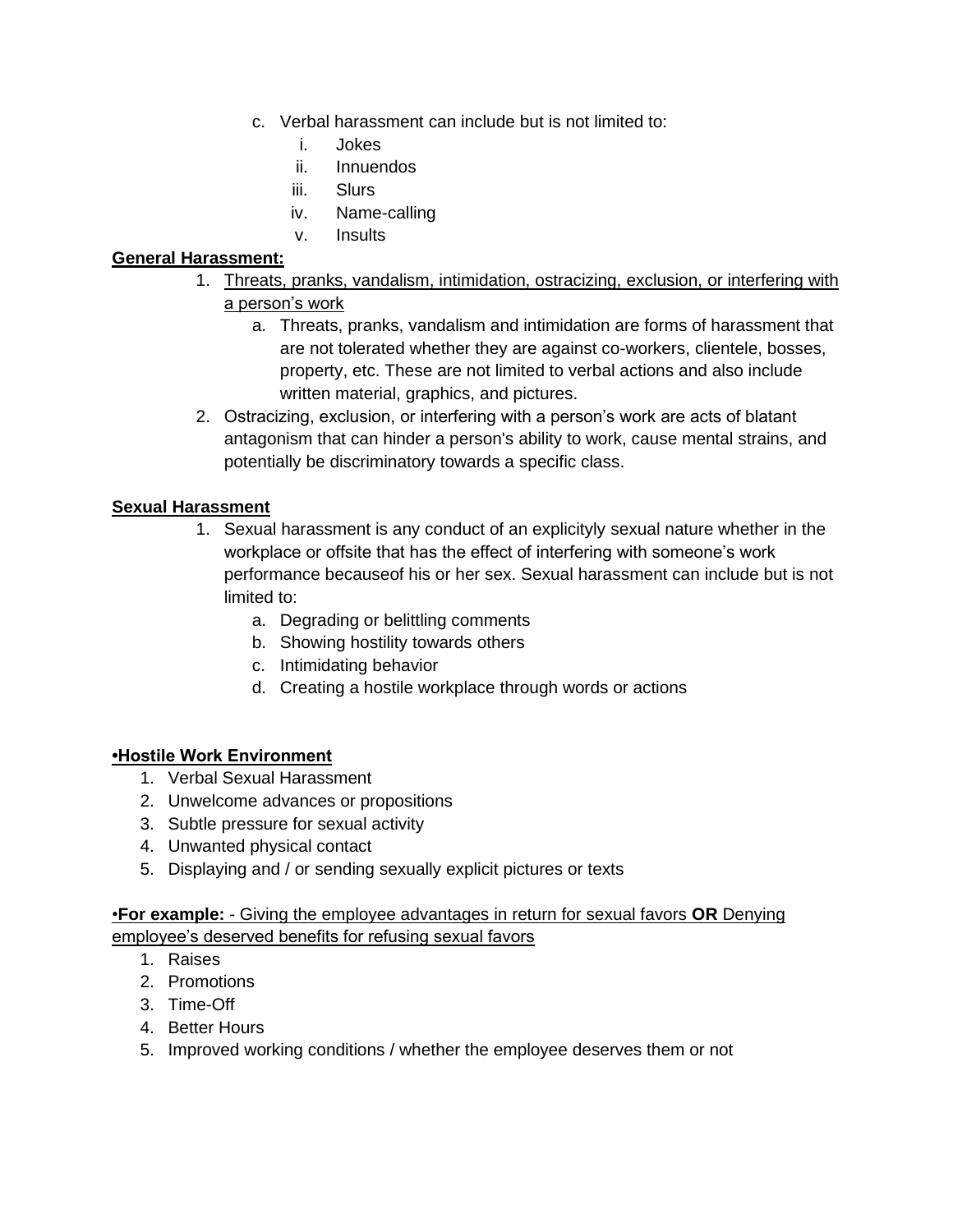c. Verbal harassment can include but is not limited to:
    i. Jokes
    ii. Innuendos
    iii. Slurs
    iv. Name-calling
    v. Insults

**General Harassment:**

1. Threats, pranks, vandalism, intimidation, ostracizing, exclusion, or interfering with a person's work
    a. Threats, pranks, vandalism and intimidation are forms of harassment that are not tolerated whether they are against co-workers, clientele, bosses, property, etc. These are not limited to verbal actions and also include written material, graphics, and pictures.
2. Ostracizing, exclusion, or interfering with a person's work are acts of blatant antagonism that can hinder a person's ability to work, cause mental strains, and potentially be discriminatory towards a specific class.

**Sexual Harassment**

1. Sexual harassment is any conduct of an explicityly sexual nature whether in the workplace or offsite that has the effect of interfering with someone's work performance becauseof his or her sex. Sexual harassment can include but is not limited to:
    a. Degrading or belittling comments
    b. Showing hostility towards others
    c. Intimidating behavior
    d. Creating a hostile workplace through words or actions

**•Hostile Work Environment**

1. Verbal Sexual Harassment
2. Unwelcome advances or propositions
3. Subtle pressure for sexual activity
4. Unwanted physical contact
5. Displaying and / or sending sexually explicit pictures or texts

•**For example:** - Giving the employee advantages in return for sexual favors **OR** Denying employee's deserved benefits for refusing sexual favors

1. Raises
2. Promotions
3. Time-Off
4. Better Hours
5. Improved working conditions / whether the employee deserves them or not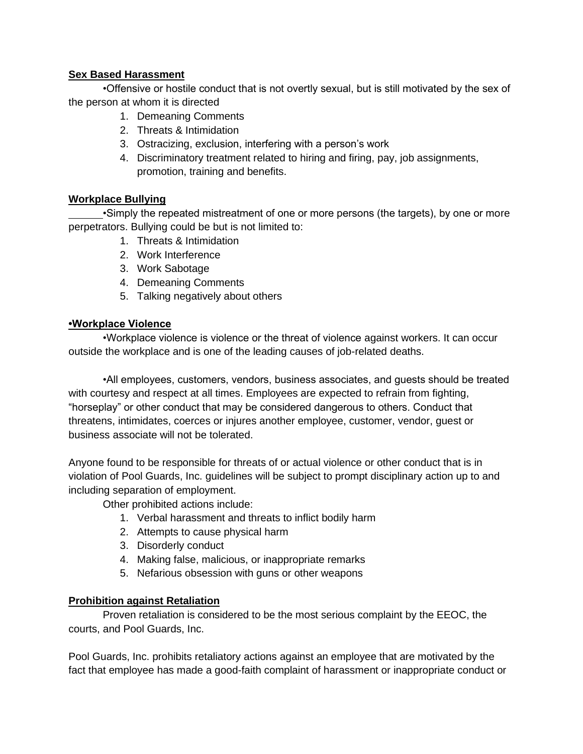**Sex Based Harassment**

•Offensive or hostile conduct that is not overtly sexual, but is still motivated by the sex of the person at whom it is directed

1. Demeaning Comments
2. Threats & Intimidation
3. Ostracizing, exclusion, interfering with a person's work
4. Discriminatory treatment related to hiring and firing, pay, job assignments, promotion, training and benefits.

**Workplace Bullying**

•Simply the repeated mistreatment of one or more persons (the targets), by one or more perpetrators. Bullying could be but is not limited to:

1. Threats & Intimidation
2. Work Interference
3. Work Sabotage
4. Demeaning Comments
5. Talking negatively about others

**•Workplace Violence**

•Workplace violence is violence or the threat of violence against workers. It can occur outside the workplace and is one of the leading causes of job-related deaths.

•All employees, customers, vendors, business associates, and guests should be treated with courtesy and respect at all times. Employees are expected to refrain from fighting, "horseplay" or other conduct that may be considered dangerous to others. Conduct that threatens, intimidates, coerces or injures another employee, customer, vendor, guest or business associate will not be tolerated.

Anyone found to be responsible for threats of or actual violence or other conduct that is in violation of Pool Guards, Inc. guidelines will be subject to prompt disciplinary action up to and including separation of employment.

Other prohibited actions include:

1. Verbal harassment and threats to inflict bodily harm
2. Attempts to cause physical harm
3. Disorderly conduct
4. Making false, malicious, or inappropriate remarks
5. Nefarious obsession with guns or other weapons

**Prohibition against Retaliation**

Proven retaliation is considered to be the most serious complaint by the EEOC, the courts, and Pool Guards, Inc.

Pool Guards, Inc. prohibits retaliatory actions against an employee that are motivated by the fact that employee has made a good-faith complaint of harassment or inappropriate conduct or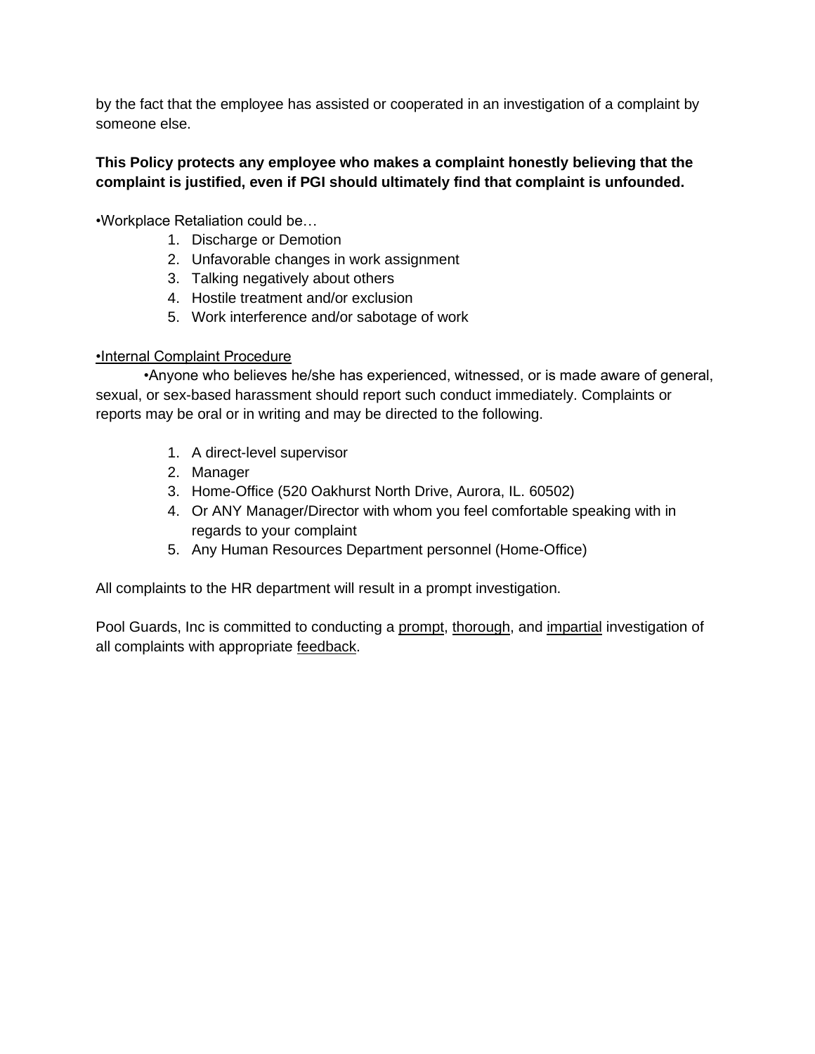by the fact that the employee has assisted or cooperated in an investigation of a complaint by someone else.

**This Policy protects any employee who makes a complaint honestly believing that the complaint is justified, even if PGI should ultimately find that complaint is unfounded.**

•Workplace Retaliation could be…

1. Discharge or Demotion
2. Unfavorable changes in work assignment
3. Talking negatively about others
4. Hostile treatment and/or exclusion
5. Work interference and/or sabotage of work

<u>•Internal Complaint Procedure</u>

•Anyone who believes he/she has experienced, witnessed, or is made aware of general, sexual, or sex-based harassment should report such conduct immediately. Complaints or reports may be oral or in writing and may be directed to the following.

1. A direct-level supervisor
2. Manager
3. Home-Office (520 Oakhurst North Drive, Aurora, IL. 60502)
4. Or ANY Manager/Director with whom you feel comfortable speaking with in regards to your complaint
5. Any Human Resources Department personnel (Home-Office)

All complaints to the HR department will result in a prompt investigation.

Pool Guards, Inc is committed to conducting a <u>prompt</u>, <u>thorough</u>, and <u>impartial</u> investigation of all complaints with appropriate <u>feedback</u>.